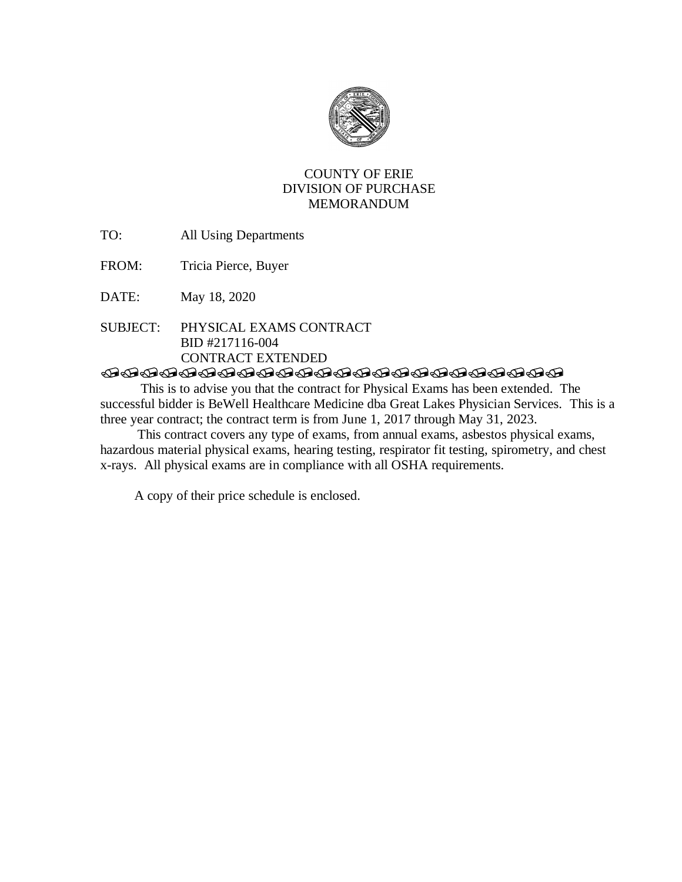COUNTY OF ERIE
DIVISION OF PURCHASE
MEMORANDUM

TO: All Using Departments

FROM: Tricia Pierce, Buyer

DATE: May 18, 2020

SUBJECT: PHYSICAL EXAMS CONTRACT
BID #217116-004
CONTRACT EXTENDED

---

This is to advise you that the contract for Physical Exams has been extended. The successful bidder is BeWell Healthcare Medicine dba Great Lakes Physician Services. This is a three year contract; the contract term is from June 1, 2017 through May 31, 2023.

This contract covers any type of exams, from annual exams, asbestos physical exams, hazardous material physical exams, hearing testing, respirator fit testing, spirometry, and chest x-rays. All physical exams are in compliance with all OSHA requirements.

A copy of their price schedule is enclosed.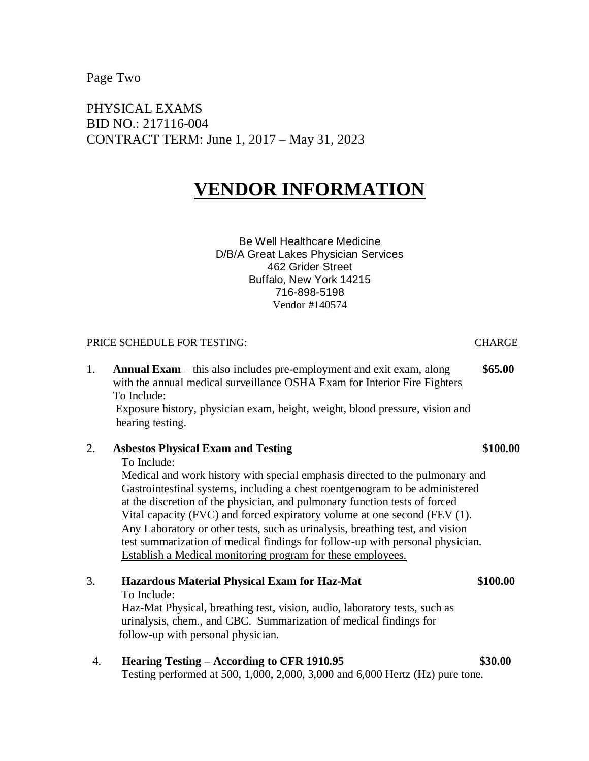PHYSICAL EXAMS
BID NO.: 217116-004
CONTRACT TERM: June 1, 2017 – May 31, 2023

# VENDOR INFORMATION

Be Well Healthcare Medicine
D/B/A Great Lakes Physician Services
462 Grider Street
Buffalo, New York 14215
716-898-5198
Vendor #140574

PRICE SCHEDULE FOR TESTING: CHARGE

1. **Annual Exam** – this also includes pre-employment and exit exam, along with the annual medical surveillance OSHA Exam for Interior Fire Fighters — **$65.00**
   To Include:
   Exposure history, physician exam, height, weight, blood pressure, vision and hearing testing.

2. **Asbestos Physical Exam and Testing** — **$100.00**
   To Include:
   Medical and work history with special emphasis directed to the pulmonary and Gastrointestinal systems, including a chest roentgenogram to be administered at the discretion of the physician, and pulmonary function tests of forced Vital capacity (FVC) and forced expiratory volume at one second (FEV (1). Any Laboratory or other tests, such as urinalysis, breathing test, and vision test summarization of medical findings for follow-up with personal physician. Establish a Medical monitoring program for these employees.

3. **Hazardous Material Physical Exam for Haz-Mat** — **$100.00**
   To Include:
   Haz-Mat Physical, breathing test, vision, audio, laboratory tests, such as urinalysis, chem., and CBC. Summarization of medical findings for follow-up with personal physician.

4. **Hearing Testing – According to CFR 1910.95** — **$30.00**
   Testing performed at 500, 1,000, 2,000, 3,000 and 6,000 Hertz (Hz) pure tone.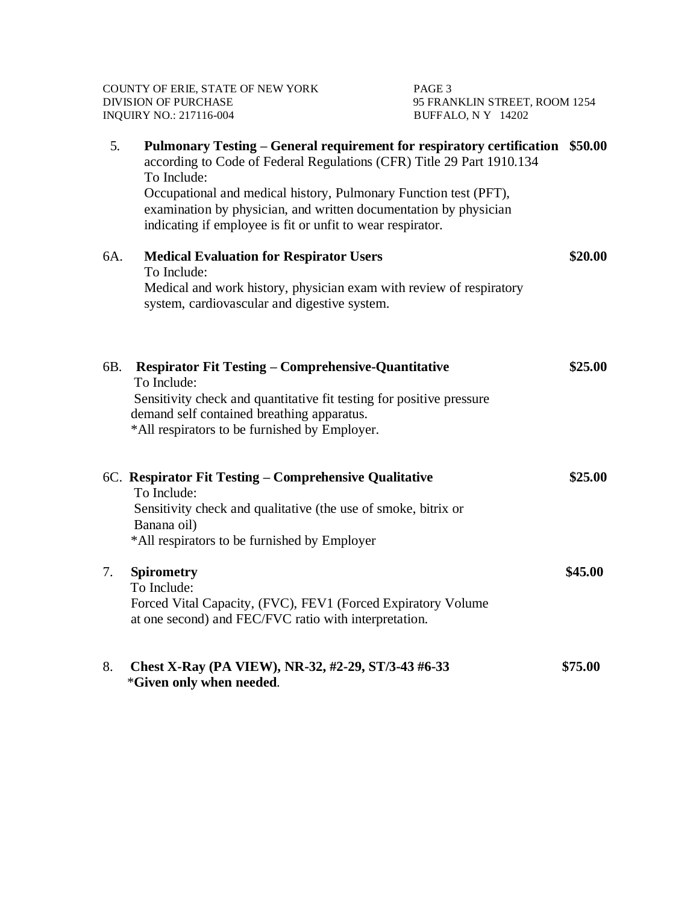5. **Pulmonary Testing – General requirement for respiratory certification** **$50.00**
   according to Code of Federal Regulations (CFR) Title 29 Part 1910.134
   To Include:
   Occupational and medical history, Pulmonary Function test (PFT), examination by physician, and written documentation by physician indicating if employee is fit or unfit to wear respirator.

6A. **Medical Evaluation for Respirator Users** **$20.00**
   To Include:
   Medical and work history, physician exam with review of respiratory system, cardiovascular and digestive system.

6B. **Respirator Fit Testing – Comprehensive-Quantitative** **$25.00**
   To Include:
   Sensitivity check and quantitative fit testing for positive pressure demand self contained breathing apparatus.
   *All respirators to be furnished by Employer.

6C. **Respirator Fit Testing – Comprehensive Qualitative** **$25.00**
   To Include:
   Sensitivity check and qualitative (the use of smoke, bitrix or Banana oil)
   *All respirators to be furnished by Employer

7. **Spirometry** **$45.00**
   To Include:
   Forced Vital Capacity, (FVC), FEV1 (Forced Expiratory Volume at one second) and FEC/FVC ratio with interpretation.

8. **Chest X-Ray (PA VIEW), NR-32, #2-29, ST/3-43 #6-33** **$75.00**
   ***Given only when needed**.